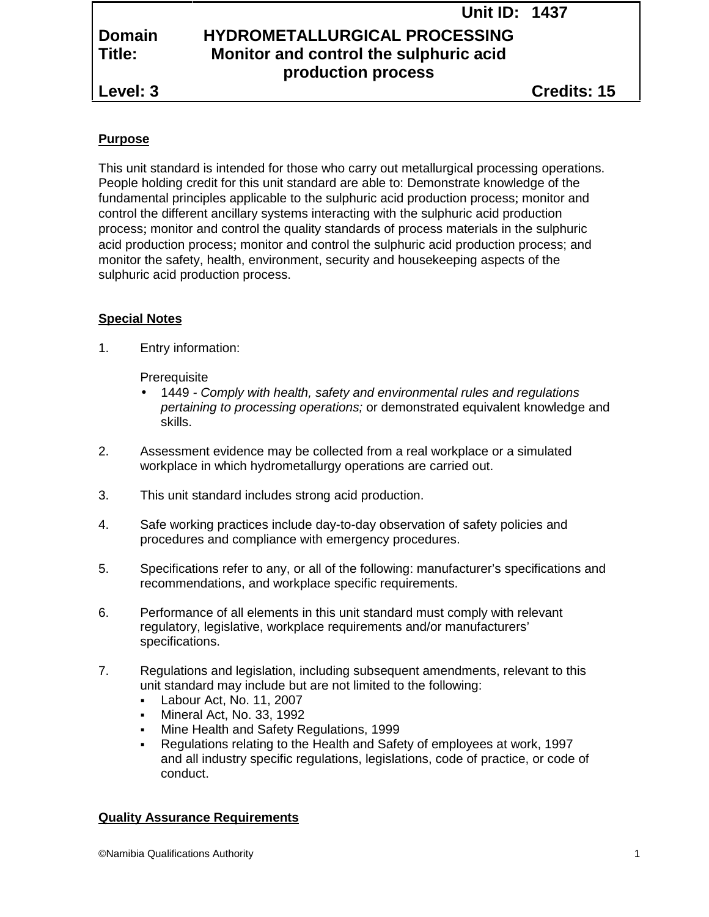| | | Unit ID: | 1437 |
|---|---|---|---|
| **Domain** | **HYDROMETALLURGICAL PROCESSING** | | |
| **Title:** | **Monitor and control the sulphuric acid production process** | | |
| **Level: 3** | | **Credits: 15** | |

## Purpose

This unit standard is intended for those who carry out metallurgical processing operations. People holding credit for this unit standard are able to: Demonstrate knowledge of the fundamental principles applicable to the sulphuric acid production process; monitor and control the different ancillary systems interacting with the sulphuric acid production process; monitor and control the quality standards of process materials in the sulphuric acid production process; monitor and control the sulphuric acid production process; and monitor the safety, health, environment, security and housekeeping aspects of the sulphuric acid production process.

## Special Notes

1. Entry information:

   Prerequisite
   - 1449 - *Comply with health, safety and environmental rules and regulations pertaining to processing operations;* or demonstrated equivalent knowledge and skills.

2. Assessment evidence may be collected from a real workplace or a simulated workplace in which hydrometallurgy operations are carried out.

3. This unit standard includes strong acid production.

4. Safe working practices include day-to-day observation of safety policies and procedures and compliance with emergency procedures.

5. Specifications refer to any, or all of the following: manufacturer's specifications and recommendations, and workplace specific requirements.

6. Performance of all elements in this unit standard must comply with relevant regulatory, legislative, workplace requirements and/or manufacturers' specifications.

7. Regulations and legislation, including subsequent amendments, relevant to this unit standard may include but are not limited to the following:
   - Labour Act, No. 11, 2007
   - Mineral Act, No. 33, 1992
   - Mine Health and Safety Regulations, 1999
   - Regulations relating to the Health and Safety of employees at work, 1997 and all industry specific regulations, legislations, code of practice, or code of conduct.

## Quality Assurance Requirements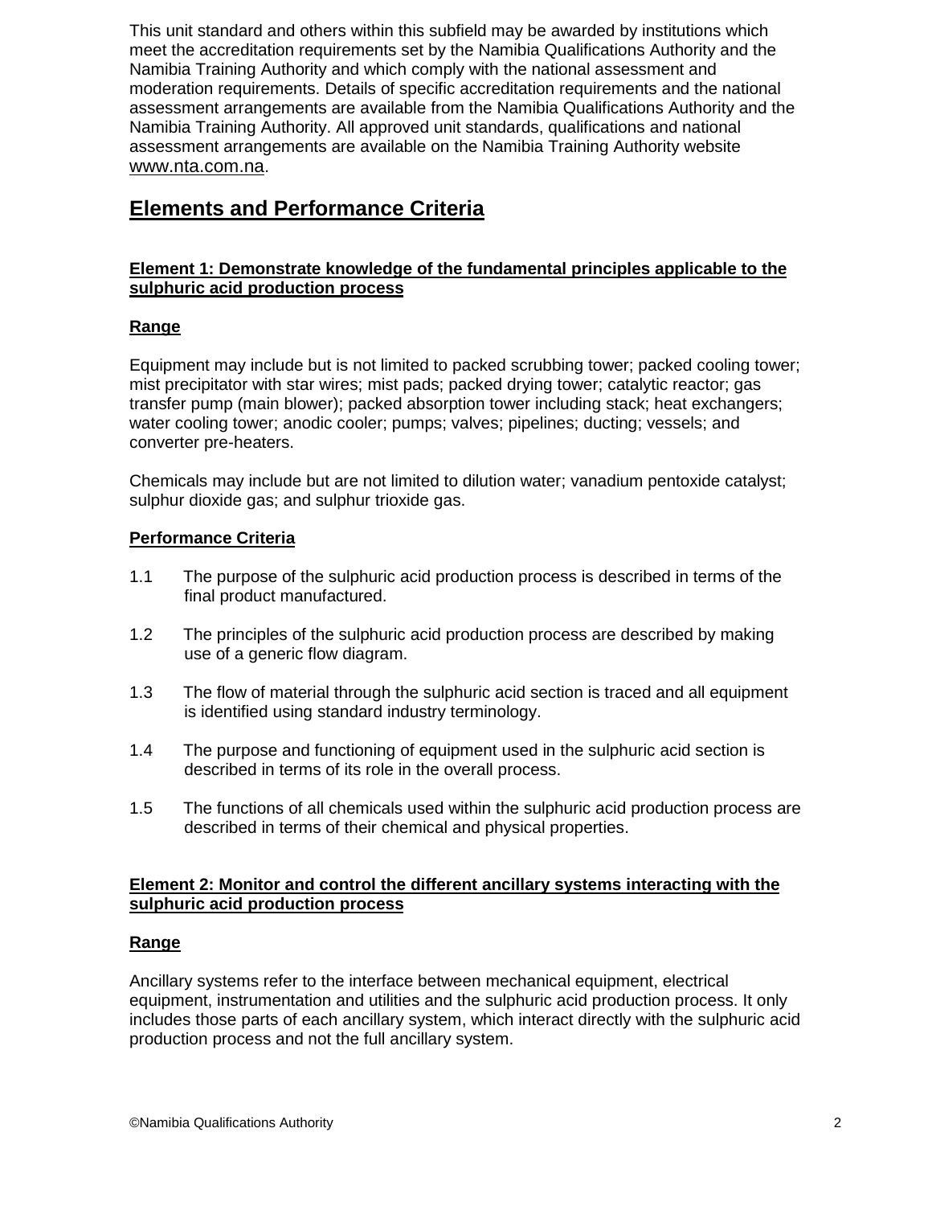This unit standard and others within this subfield may be awarded by institutions which meet the accreditation requirements set by the Namibia Qualifications Authority and the Namibia Training Authority and which comply with the national assessment and moderation requirements. Details of specific accreditation requirements and the national assessment arrangements are available from the Namibia Qualifications Authority and the Namibia Training Authority. All approved unit standards, qualifications and national assessment arrangements are available on the Namibia Training Authority website www.nta.com.na.

## Elements and Performance Criteria

**Element 1: Demonstrate knowledge of the fundamental principles applicable to the sulphuric acid production process**

**Range**

Equipment may include but is not limited to packed scrubbing tower; packed cooling tower; mist precipitator with star wires; mist pads; packed drying tower; catalytic reactor; gas transfer pump (main blower); packed absorption tower including stack; heat exchangers; water cooling tower; anodic cooler; pumps; valves; pipelines; ducting; vessels; and converter pre-heaters.

Chemicals may include but are not limited to dilution water; vanadium pentoxide catalyst; sulphur dioxide gas; and sulphur trioxide gas.

**Performance Criteria**

1.1 The purpose of the sulphuric acid production process is described in terms of the final product manufactured.

1.2 The principles of the sulphuric acid production process are described by making use of a generic flow diagram.

1.3 The flow of material through the sulphuric acid section is traced and all equipment is identified using standard industry terminology.

1.4 The purpose and functioning of equipment used in the sulphuric acid section is described in terms of its role in the overall process.

1.5 The functions of all chemicals used within the sulphuric acid production process are described in terms of their chemical and physical properties.

**Element 2: Monitor and control the different ancillary systems interacting with the sulphuric acid production process**

**Range**

Ancillary systems refer to the interface between mechanical equipment, electrical equipment, instrumentation and utilities and the sulphuric acid production process. It only includes those parts of each ancillary system, which interact directly with the sulphuric acid production process and not the full ancillary system.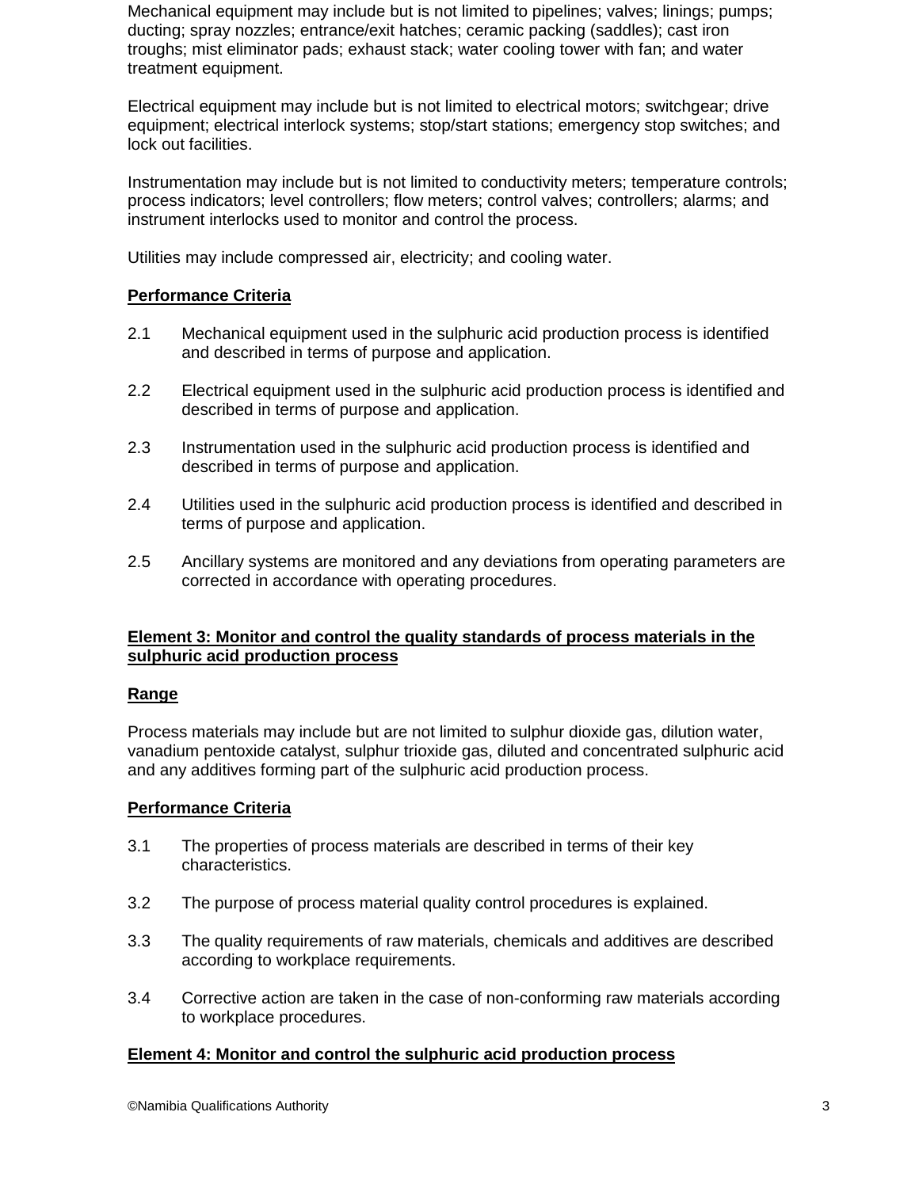Mechanical equipment may include but is not limited to pipelines; valves; linings; pumps; ducting; spray nozzles; entrance/exit hatches; ceramic packing (saddles); cast iron troughs; mist eliminator pads; exhaust stack; water cooling tower with fan; and water treatment equipment.

Electrical equipment may include but is not limited to electrical motors; switchgear; drive equipment; electrical interlock systems; stop/start stations; emergency stop switches; and lock out facilities.

Instrumentation may include but is not limited to conductivity meters; temperature controls; process indicators; level controllers; flow meters; control valves; controllers; alarms; and instrument interlocks used to monitor and control the process.

Utilities may include compressed air, electricity; and cooling water.

**Performance Criteria**

2.1 Mechanical equipment used in the sulphuric acid production process is identified and described in terms of purpose and application.

2.2 Electrical equipment used in the sulphuric acid production process is identified and described in terms of purpose and application.

2.3 Instrumentation used in the sulphuric acid production process is identified and described in terms of purpose and application.

2.4 Utilities used in the sulphuric acid production process is identified and described in terms of purpose and application.

2.5 Ancillary systems are monitored and any deviations from operating parameters are corrected in accordance with operating procedures.

## Element 3: Monitor and control the quality standards of process materials in the sulphuric acid production process

**Range**

Process materials may include but are not limited to sulphur dioxide gas, dilution water, vanadium pentoxide catalyst, sulphur trioxide gas, diluted and concentrated sulphuric acid and any additives forming part of the sulphuric acid production process.

**Performance Criteria**

3.1 The properties of process materials are described in terms of their key characteristics.

3.2 The purpose of process material quality control procedures is explained.

3.3 The quality requirements of raw materials, chemicals and additives are described according to workplace requirements.

3.4 Corrective action are taken in the case of non-conforming raw materials according to workplace procedures.

## Element 4: Monitor and control the sulphuric acid production process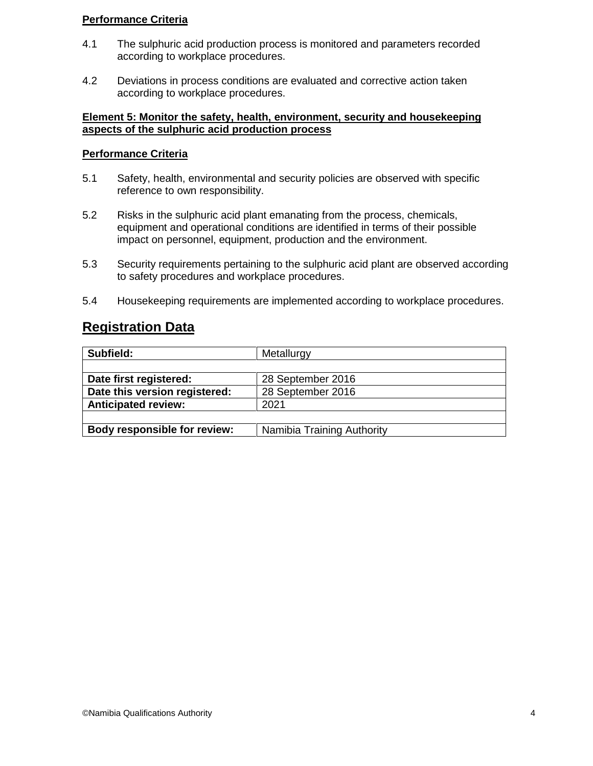**Performance Criteria**

4.1 The sulphuric acid production process is monitored and parameters recorded according to workplace procedures.

4.2 Deviations in process conditions are evaluated and corrective action taken according to workplace procedures.

**Element 5: Monitor the safety, health, environment, security and housekeeping aspects of the sulphuric acid production process**

**Performance Criteria**

5.1 Safety, health, environmental and security policies are observed with specific reference to own responsibility.

5.2 Risks in the sulphuric acid plant emanating from the process, chemicals, equipment and operational conditions are identified in terms of their possible impact on personnel, equipment, production and the environment.

5.3 Security requirements pertaining to the sulphuric acid plant are observed according to safety procedures and workplace procedures.

5.4 Housekeeping requirements are implemented according to workplace procedures.

## Registration Data

| | |
|---|---|
| **Subfield:** | Metallurgy |
| | |
| **Date first registered:** | 28 September 2016 |
| **Date this version registered:** | 28 September 2016 |
| **Anticipated review:** | 2021 |
| | |
| **Body responsible for review:** | Namibia Training Authority |

©Namibia Qualifications Authority